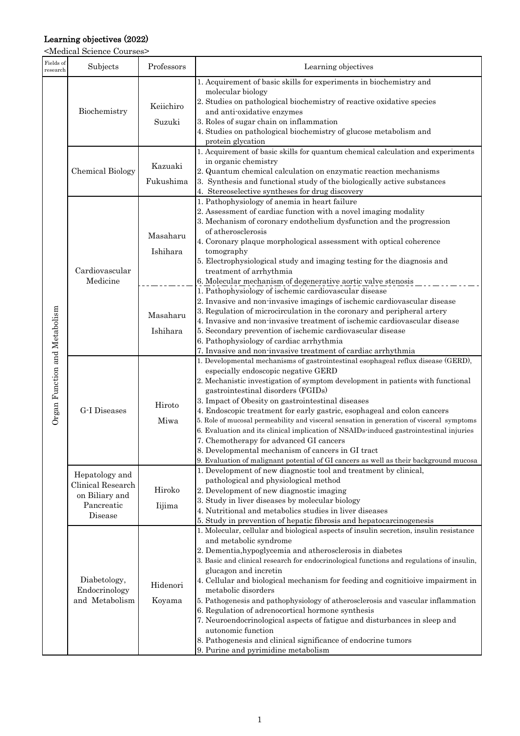# Learning objectives (2022)

<Medical Science Courses>

| Fields of research | Subjects | Professors | Learning objectives |
|---|---|---|---|
| Organ Function and Metabolism | Biochemistry | Keiichiro Suzuki | 1. Acquirement of basic skills for experiments in biochemistry and molecular biology<br>2. Studies on pathological biochemistry of reactive oxidative species and anti-oxidative enzymes<br>3. Roles of sugar chain on inflammation<br>4. Studies on pathological biochemistry of glucose metabolism and protein glycation |
| | Chemical Biology | Kazuaki Fukushima | 1. Acquirement of basic skills for quantum chemical calculation and experiments in organic chemistry<br>2. Quantum chemical calculation on enzymatic reaction mechanisms<br>3. Synthesis and functional study of the biologically active substances<br>4. Stereoselective syntheses for drug discovery |
| | Cardiovascular Medicine | Masaharu Ishihara | 1. Pathophysiology of anemia in heart failure<br>2. Assessment of cardiac function with a novel imaging modality<br>3. Mechanism of coronary endothelium dysfunction and the progression of atherosclerosis<br>4. Coronary plaque morphological assessment with optical coherence tomography<br>5. Electrophysiological study and imaging testing for the diagnosis and treatment of arrhythmia<br>6. Molecular mechanism of degenerative aortic valve stenosis |
| | | Masaharu Ishihara | 1. Pathophysiology of ischemic cardiovascular disease<br>2. Invasive and non-invasive imagings of ischemic cardiovascular disease<br>3. Regulation of microcirculation in the coronary and peripheral artery<br>4. Invasive and non-invasive treatment of ischemic cardiovascular disease<br>5. Secondary prevention of ischemic cardiovascular disease<br>6. Pathophysiology of cardiac arrhythmia<br>7. Invasive and non-invasive treatment of cardiac arrhythmia |
| | G-I Diseases | Hiroto Miwa | 1. Developmental mechanisms of gastrointestinal esophageal reflux disease (GERD), especially endoscopic negative GERD<br>2. Mechanistic investigation of symptom development in patients with functional gastrointestinal disorders (FGIDs)<br>3. Impact of Obesity on gastrointestinal diseases<br>4. Endoscopic treatment for early gastric, esophageal and colon cancers<br>5. Role of mucosal permeability and visceral sensation in generation of visceral symptoms<br>6. Evaluation and its clinical implication of NSAIDs-induced gastrointestinal injuries<br>7. Chemotherapy for advanced GI cancers<br>8. Developmental mechanism of cancers in GI tract<br>9. Evaluation of malignant potential of GI cancers as well as their background mucosa |
| | Hepatology and Clinical Research on Biliary and Pancreatic Disease | Hiroko Iijima | 1. Development of new diagnostic tool and treatment by clinical, pathological and physiological method<br>2. Development of new diagnostic imaging<br>3. Study in liver diseases by molecular biology<br>4. Nutritional and metabolics studies in liver diseases<br>5. Study in prevention of hepatic fibrosis and hepatocarcinogenesis |
| | Diabetology, Endocrinology and Metabolism | Hidenori Koyama | 1. Molecular, cellular and biological aspects of insulin secretion, insulin resistance and metabolic syndrome<br>2. Dementia,hypoglycemia and atherosclerosis in diabetes<br>3. Basic and clinical research for endocrinological functions and regulations of insulin, glucagon and incretin<br>4. Cellular and biological mechanism for feeding and cognitioive impairment in metabolic disorders<br>5. Pathogenesis and pathophysiology of atherosclerosis and vascular inflammation<br>6. Regulation of adrenocortical hormone synthesis<br>7. Neuroendocrinological aspects of fatigue and disturbances in sleep and autonomic function<br>8. Pathogenesis and clinical significance of endocrine tumors<br>9. Purine and pyrimidine metabolism |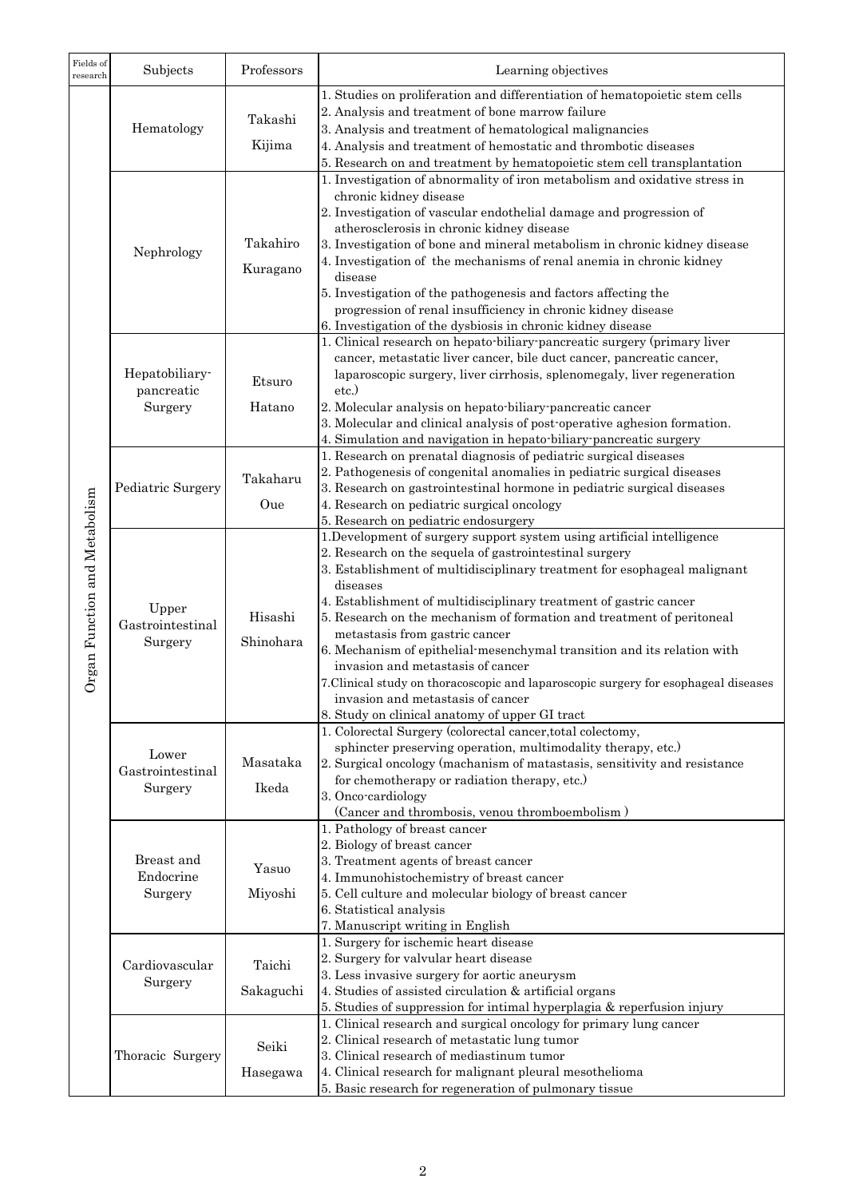| Fields of research | Subjects | Professors | Learning objectives |
|---|---|---|---|
| Organ Function and Metabolism | Hematology | Takashi Kijima | 1. Studies on proliferation and differentiation of hematopoietic stem cells<br>2. Analysis and treatment of bone marrow failure<br>3. Analysis and treatment of hematological malignancies<br>4. Analysis and treatment of hemostatic and thrombotic diseases<br>5. Research on and treatment by hematopoietic stem cell transplantation |
| | Nephrology | Takahiro Kuragano | 1. Investigation of abnormality of iron metabolism and oxidative stress in chronic kidney disease<br>2. Investigation of vascular endothelial damage and progression of atherosclerosis in chronic kidney disease<br>3. Investigation of bone and mineral metabolism in chronic kidney disease<br>4. Investigation of the mechanisms of renal anemia in chronic kidney disease<br>5. Investigation of the pathogenesis and factors affecting the progression of renal insufficiency in chronic kidney disease<br>6. Investigation of the dysbiosis in chronic kidney disease |
| | Hepatobiliary-pancreatic Surgery | Etsuro Hatano | 1. Clinical research on hepato-biliary-pancreatic surgery (primary liver cancer, metastatic liver cancer, bile duct cancer, pancreatic cancer, laparoscopic surgery, liver cirrhosis, splenomegaly, liver regeneration etc.)<br>2. Molecular analysis on hepato-biliary-pancreatic cancer<br>3. Molecular and clinical analysis of post-operative aghesion formation.<br>4. Simulation and navigation in hepato-biliary-pancreatic surgery |
| | Pediatric Surgery | Takaharu Oue | 1. Research on prenatal diagnosis of pediatric surgical diseases<br>2. Pathogenesis of congenital anomalies in pediatric surgical diseases<br>3. Research on gastrointestinal hormone in pediatric surgical diseases<br>4. Research on pediatric surgical oncology<br>5. Research on pediatric endosurgery |
| | Upper Gastrointestinal Surgery | Hisashi Shinohara | 1.Development of surgery support system using artificial intelligence<br>2. Research on the sequela of gastrointestinal surgery<br>3. Establishment of multidisciplinary treatment for esophageal malignant diseases<br>4. Establishment of multidisciplinary treatment of gastric cancer<br>5. Research on the mechanism of formation and treatment of peritoneal metastasis from gastric cancer<br>6. Mechanism of epithelial-mesenchymal transition and its relation with invasion and metastasis of cancer<br>7.Clinical study on thoracoscopic and laparoscopic surgery for esophageal diseases invasion and metastasis of cancer<br>8. Study on clinical anatomy of upper GI tract |
| | Lower Gastrointestinal Surgery | Masataka Ikeda | 1. Colorectal Surgery (colorectal cancer,total colectomy, sphincter preserving operation, multimodality therapy, etc.)<br>2. Surgical oncology (machanism of matastasis, sensitivity and resistance for chemotherapy or radiation therapy, etc.)<br>3. Onco-cardiology (Cancer and thrombosis, venou thromboembolism ) |
| | Breast and Endocrine Surgery | Yasuo Miyoshi | 1. Pathology of breast cancer<br>2. Biology of breast cancer<br>3. Treatment agents of breast cancer<br>4. Immunohistochemistry of breast cancer<br>5. Cell culture and molecular biology of breast cancer<br>6. Statistical analysis<br>7. Manuscript writing in English |
| | Cardiovascular Surgery | Taichi Sakaguchi | 1. Surgery for ischemic heart disease<br>2. Surgery for valvular heart disease<br>3. Less invasive surgery for aortic aneurysm<br>4. Studies of assisted circulation & artificial organs<br>5. Studies of suppression for intimal hyperplagia & reperfusion injury |
| | Thoracic Surgery | Seiki Hasegawa | 1. Clinical research and surgical oncology for primary lung cancer<br>2. Clinical research of metastatic lung tumor<br>3. Clinical research of mediastinum tumor<br>4. Clinical research for malignant pleural mesothelioma<br>5. Basic research for regeneration of pulmonary tissue |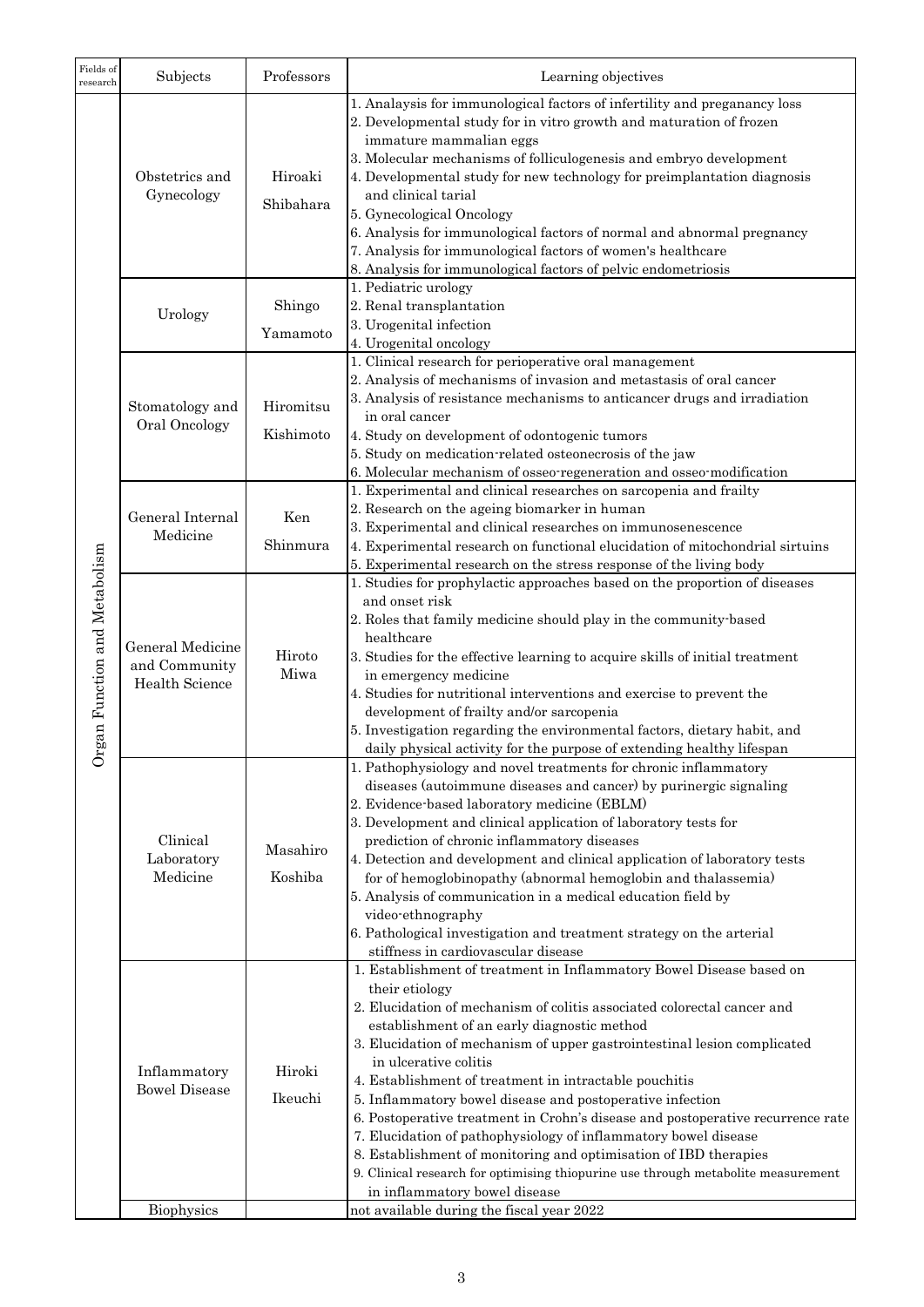| Fields of research | Subjects | Professors | Learning objectives |
|---|---|---|---|
| Organ Function and Metabolism | Obstetrics and Gynecology | Hiroaki Shibahara | 1. Analaysis for immunological factors of infertility and preganancy loss<br>2. Developmental study for in vitro growth and maturation of frozen immature mammalian eggs<br>3. Molecular mechanisms of folliculogenesis and embryo development<br>4. Developmental study for new technology for preimplantation diagnosis and clinical tarial<br>5. Gynecological Oncology<br>6. Analysis for immunological factors of normal and abnormal pregnancy<br>7. Analysis for immunological factors of women's healthcare<br>8. Analysis for immunological factors of pelvic endometriosis |
| | Urology | Shingo Yamamoto | 1. Pediatric urology<br>2. Renal transplantation<br>3. Urogenital infection<br>4. Urogenital oncology |
| | Stomatology and Oral Oncology | Hiromitsu Kishimoto | 1. Clinical research for perioperative oral management<br>2. Analysis of mechanisms of invasion and metastasis of oral cancer<br>3. Analysis of resistance mechanisms to anticancer drugs and irradiation in oral cancer<br>4. Study on development of odontogenic tumors<br>5. Study on medication-related osteonecrosis of the jaw<br>6. Molecular mechanism of osseo-regeneration and osseo-modification |
| | General Internal Medicine | Ken Shinmura | 1. Experimental and clinical researches on sarcopenia and frailty<br>2. Research on the ageing biomarker in human<br>3. Experimental and clinical researches on immunosenescence<br>4. Experimental research on functional elucidation of mitochondrial sirtuins<br>5. Experimental research on the stress response of the living body |
| | General Medicine and Community Health Science | Hiroto Miwa | 1. Studies for prophylactic approaches based on the proportion of diseases and onset risk<br>2. Roles that family medicine should play in the community-based healthcare<br>3. Studies for the effective learning to acquire skills of initial treatment in emergency medicine<br>4. Studies for nutritional interventions and exercise to prevent the development of frailty and/or sarcopenia<br>5. Investigation regarding the environmental factors, dietary habit, and daily physical activity for the purpose of extending healthy lifespan |
| | Clinical Laboratory Medicine | Masahiro Koshiba | 1. Pathophysiology and novel treatments for chronic inflammatory diseases (autoimmune diseases and cancer) by purinergic signaling<br>2. Evidence-based laboratory medicine (EBLM)<br>3. Development and clinical application of laboratory tests for prediction of chronic inflammatory diseases<br>4. Detection and development and clinical application of laboratory tests for of hemoglobinopathy (abnormal hemoglobin and thalassemia)<br>5. Analysis of communication in a medical education field by video-ethnography<br>6. Pathological investigation and treatment strategy on the arterial stiffness in cardiovascular disease |
| | Inflammatory Bowel Disease | Hiroki Ikeuchi | 1. Establishment of treatment in Inflammatory Bowel Disease based on their etiology<br>2. Elucidation of mechanism of colitis associated colorectal cancer and establishment of an early diagnostic method<br>3. Elucidation of mechanism of upper gastrointestinal lesion complicated in ulcerative colitis<br>4. Establishment of treatment in intractable pouchitis<br>5. Inflammatory bowel disease and postoperative infection<br>6. Postoperative treatment in Crohn's disease and postoperative recurrence rate<br>7. Elucidation of pathophysiology of inflammatory bowel disease<br>8. Establishment of monitoring and optimisation of IBD therapies<br>9. Clinical research for optimising thiopurine use through metabolite measurement in inflammatory bowel disease |
| | Biophysics | | not available during the fiscal year 2022 |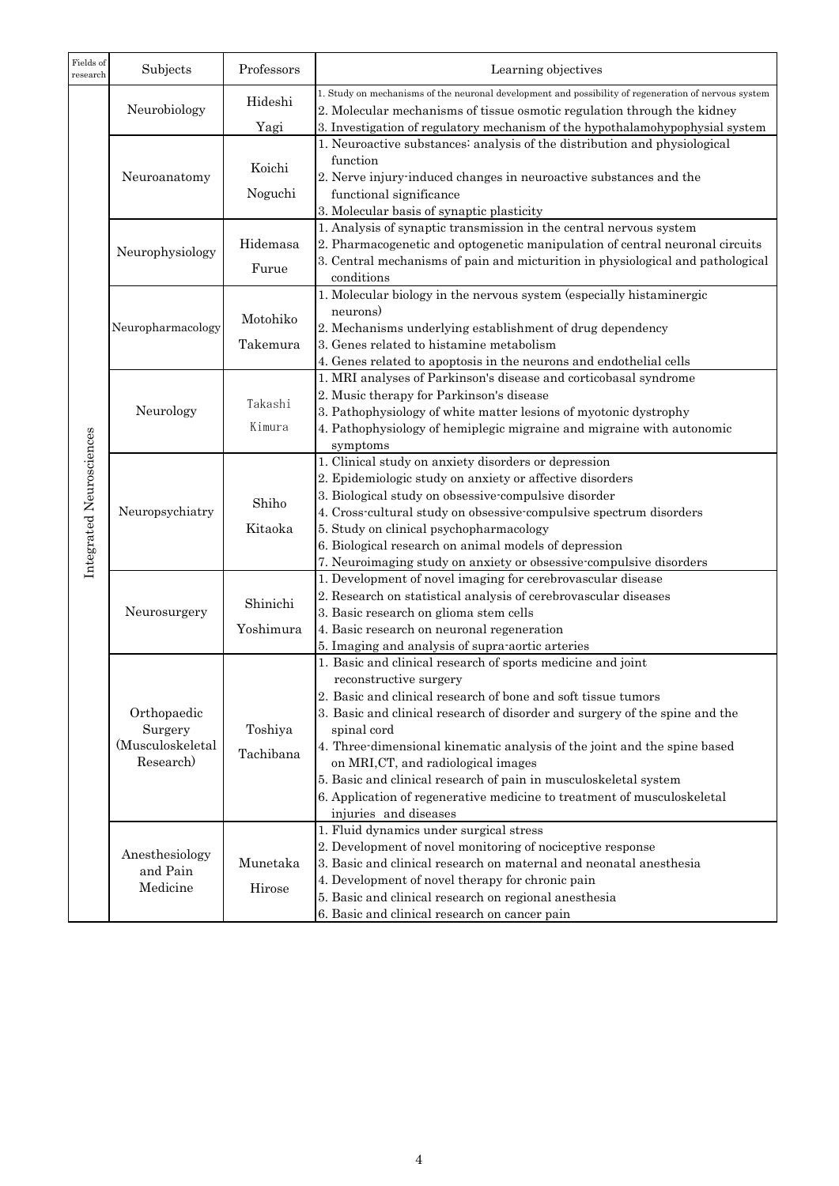| Fields of research | Subjects | Professors | Learning objectives |
|---|---|---|---|
| Integrated Neurosciences | Neurobiology | Hideshi Yagi | 1. Study on mechanisms of the neuronal development and possibility of regeneration of nervous system<br>2. Molecular mechanisms of tissue osmotic regulation through the kidney<br>3. Investigation of regulatory mechanism of the hypothalamohypophysial system |
| | Neuroanatomy | Koichi Noguchi | 1. Neuroactive substances: analysis of the distribution and physiological function<br>2. Nerve injury-induced changes in neuroactive substances and the functional significance<br>3. Molecular basis of synaptic plasticity |
| | Neurophysiology | Hidemasa Furue | 1. Analysis of synaptic transmission in the central nervous system<br>2. Pharmacogenetic and optogenetic manipulation of central neuronal circuits<br>3. Central mechanisms of pain and micturition in physiological and pathological conditions |
| | Neuropharmacology | Motohiko Takemura | 1. Molecular biology in the nervous system (especially histaminergic neurons)<br>2. Mechanisms underlying establishment of drug dependency<br>3. Genes related to histamine metabolism<br>4. Genes related to apoptosis in the neurons and endothelial cells |
| | Neurology | Takashi Kimura | 1. MRI analyses of Parkinson's disease and corticobasal syndrome<br>2. Music therapy for Parkinson's disease<br>3. Pathophysiology of white matter lesions of myotonic dystrophy<br>4. Pathophysiology of hemiplegic migraine and migraine with autonomic symptoms |
| | Neuropsychiatry | Shiho Kitaoka | 1. Clinical study on anxiety disorders or depression<br>2. Epidemiologic study on anxiety or affective disorders<br>3. Biological study on obsessive-compulsive disorder<br>4. Cross-cultural study on obsessive-compulsive spectrum disorders<br>5. Study on clinical psychopharmacology<br>6. Biological research on animal models of depression<br>7. Neuroimaging study on anxiety or obsessive-compulsive disorders |
| | Neurosurgery | Shinichi Yoshimura | 1. Development of novel imaging for cerebrovascular disease<br>2. Research on statistical analysis of cerebrovascular diseases<br>3. Basic research on glioma stem cells<br>4. Basic research on neuronal regeneration<br>5. Imaging and analysis of supra-aortic arteries |
| | Orthopaedic Surgery (Musculoskeletal Research) | Toshiya Tachibana | 1. Basic and clinical research of sports medicine and joint reconstructive surgery<br>2. Basic and clinical research of bone and soft tissue tumors<br>3. Basic and clinical research of disorder and surgery of the spine and the spinal cord<br>4. Three-dimensional kinematic analysis of the joint and the spine based on MRI,CT, and radiological images<br>5. Basic and clinical research of pain in musculoskeletal system<br>6. Application of regenerative medicine to treatment of musculoskeletal injuries and diseases |
| | Anesthesiology and Pain Medicine | Munetaka Hirose | 1. Fluid dynamics under surgical stress<br>2. Development of novel monitoring of nociceptive response<br>3. Basic and clinical research on maternal and neonatal anesthesia<br>4. Development of novel therapy for chronic pain<br>5. Basic and clinical research on regional anesthesia<br>6. Basic and clinical research on cancer pain |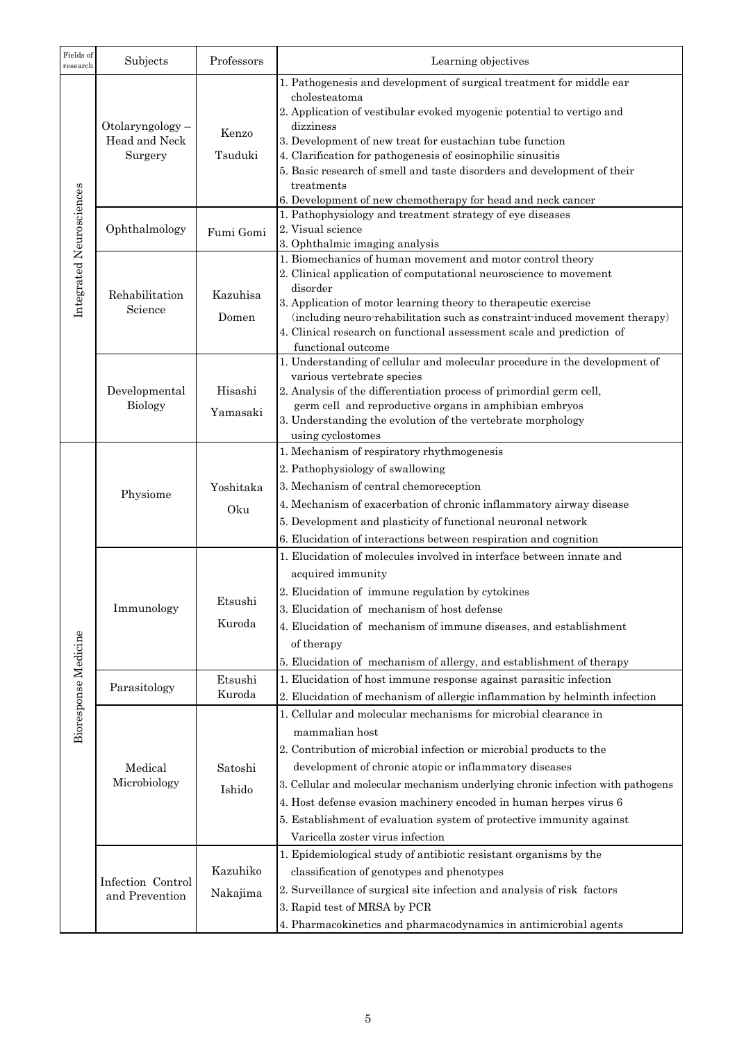| Fields of research | Subjects | Professors | Learning objectives |
|---|---|---|---|
| Integrated Neurosciences | Otolaryngology – Head and Neck Surgery | Kenzo Tsuduki | 1. Pathogenesis and development of surgical treatment for middle ear cholesteatoma<br>2. Application of vestibular evoked myogenic potential to vertigo and dizziness<br>3. Development of new treat for eustachian tube function<br>4. Clarification for pathogenesis of eosinophilic sinusitis<br>5. Basic research of smell and taste disorders and development of their treatments<br>6. Development of new chemotherapy for head and neck cancer |
| | Ophthalmology | Fumi Gomi | 1. Pathophysiology and treatment strategy of eye diseases<br>2. Visual science<br>3. Ophthalmic imaging analysis |
| | Rehabilitation Science | Kazuhisa Domen | 1. Biomechanics of human movement and motor control theory<br>2. Clinical application of computational neuroscience to movement disorder<br>3. Application of motor learning theory to therapeutic exercise (including neuro-rehabilitation such as constraint-induced movement therapy)<br>4. Clinical research on functional assessment scale and prediction of functional outcome |
| | Developmental Biology | Hisashi Yamasaki | 1. Understanding of cellular and molecular procedure in the development of various vertebrate species<br>2. Analysis of the differentiation process of primordial germ cell, germ cell and reproductive organs in amphibian embryos<br>3. Understanding the evolution of the vertebrate morphology using cyclostomes |
| Bioresponse Medicine | Physiome | Yoshitaka Oku | 1. Mechanism of respiratory rhythmogenesis<br>2. Pathophysiology of swallowing<br>3. Mechanism of central chemoreception<br>4. Mechanism of exacerbation of chronic inflammatory airway disease<br>5. Development and plasticity of functional neuronal network<br>6. Elucidation of interactions between respiration and cognition |
| | Immunology | Etsushi Kuroda | 1. Elucidation of molecules involved in interface between innate and acquired immunity<br>2. Elucidation of immune regulation by cytokines<br>3. Elucidation of mechanism of host defense<br>4. Elucidation of mechanism of immune diseases, and establishment of therapy<br>5. Elucidation of mechanism of allergy, and establishment of therapy |
| | Parasitology | Etsushi Kuroda | 1. Elucidation of host immune response against parasitic infection<br>2. Elucidation of mechanism of allergic inflammation by helminth infection |
| | Medical Microbiology | Satoshi Ishido | 1. Cellular and molecular mechanisms for microbial clearance in mammalian host<br>2. Contribution of microbial infection or microbial products to the development of chronic atopic or inflammatory diseases<br>3. Cellular and molecular mechanism underlying chronic infection with pathogens<br>4. Host defense evasion machinery encoded in human herpes virus 6<br>5. Establishment of evaluation system of protective immunity against Varicella zoster virus infection |
| | Infection Control and Prevention | Kazuhiko Nakajima | 1. Epidemiological study of antibiotic resistant organisms by the classification of genotypes and phenotypes<br>2. Surveillance of surgical site infection and analysis of risk factors<br>3. Rapid test of MRSA by PCR<br>4. Pharmacokinetics and pharmacodynamics in antimicrobial agents |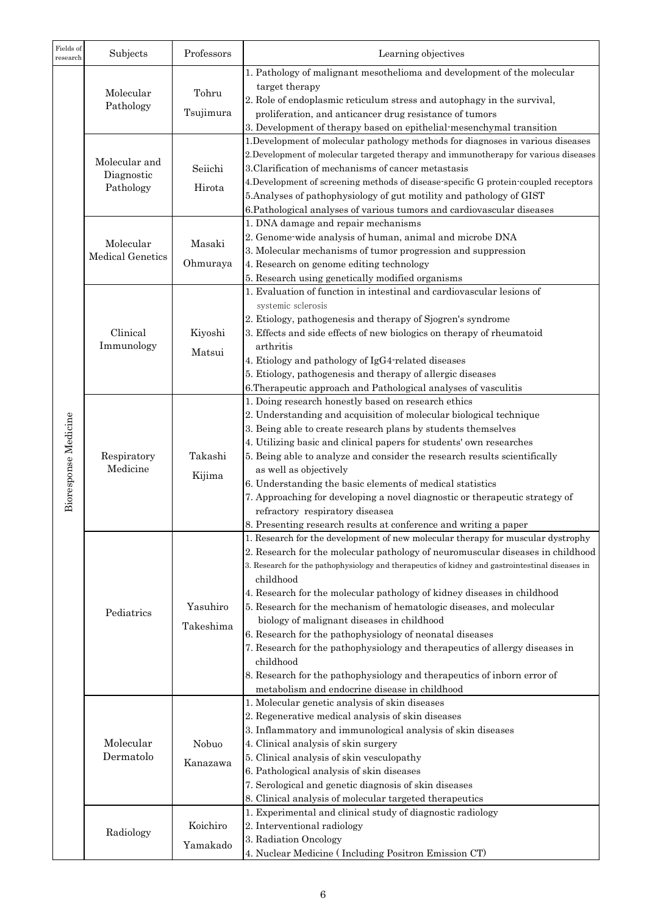| Fields of research | Subjects | Professors | Learning objectives |
|---|---|---|---|
| Bioresponse Medicine | Molecular Pathology | Tohru Tsujimura | 1. Pathology of malignant mesothelioma and development of the molecular target therapy<br>2. Role of endoplasmic reticulum stress and autophagy in the survival, proliferation, and anticancer drug resistance of tumors<br>3. Development of therapy based on epithelial-mesenchymal transition |
| | Molecular and Diagnostic Pathology | Seiichi Hirota | 1.Development of molecular pathology methods for diagnoses in various diseases<br>2.Development of molecular targeted therapy and immunotherapy for various diseases<br>3.Clarification of mechanisms of cancer metastasis<br>4.Development of screening methods of disease-specific G protein-coupled receptors<br>5.Analyses of pathophysiology of gut motility and pathology of GIST<br>6.Pathological analyses of various tumors and cardiovascular diseases |
| | Molecular Medical Genetics | Masaki Ohmuraya | 1. DNA damage and repair mechanisms<br>2. Genome-wide analysis of human, animal and microbe DNA<br>3. Molecular mechanisms of tumor progression and suppression<br>4. Research on genome editing technology<br>5. Research using genetically modified organisms |
| | Clinical Immunology | Kiyoshi Matsui | 1. Evaluation of function in intestinal and cardiovascular lesions of systemic sclerosis<br>2. Etiology, pathogenesis and therapy of Sjogren's syndrome<br>3. Effects and side effects of new biologics on therapy of rheumatoid arthritis<br>4. Etiology and pathology of IgG4-related diseases<br>5. Etiology, pathogenesis and therapy of allergic diseases<br>6.Therapeutic approach and Pathological analyses of vasculitis |
| | Respiratory Medicine | Takashi Kijima | 1. Doing research honestly based on research ethics<br>2. Understanding and acquisition of molecular biological technique<br>3. Being able to create research plans by students themselves<br>4. Utilizing basic and clinical papers for students' own researches<br>5. Being able to analyze and consider the research results scientifically as well as objectively<br>6. Understanding the basic elements of medical statistics<br>7. Approaching for developing a novel diagnostic or therapeutic strategy of refractory respiratory diseasea<br>8. Presenting research results at conference and writing a paper |
| | Pediatrics | Yasuhiro Takeshima | 1. Research for the development of new molecular therapy for muscular dystrophy<br>2. Research for the molecular pathology of neuromuscular diseases in childhood<br>3. Research for the pathophysiology and therapeutics of kidney and gastrointestinal diseases in childhood<br>4. Research for the molecular pathology of kidney diseases in childhood<br>5. Research for the mechanism of hematologic diseases, and molecular biology of malignant diseases in childhood<br>6. Research for the pathophysiology of neonatal diseases<br>7. Research for the pathophysiology and therapeutics of allergy diseases in childhood<br>8. Research for the pathophysiology and therapeutics of inborn error of metabolism and endocrine disease in childhood |
| | Molecular Dermatolo | Nobuo Kanazawa | 1. Molecular genetic analysis of skin diseases<br>2. Regenerative medical analysis of skin diseases<br>3. Inflammatory and immunological analysis of skin diseases<br>4. Clinical analysis of skin surgery<br>5. Clinical analysis of skin vesculopathy<br>6. Pathological analysis of skin diseases<br>7. Serological and genetic diagnosis of skin diseases<br>8. Clinical analysis of molecular targeted therapeutics |
| | Radiology | Koichiro Yamakado | 1. Experimental and clinical study of diagnostic radiology<br>2. Interventional radiology<br>3. Radiation Oncology<br>4. Nuclear Medicine ( Including Positron Emission CT) |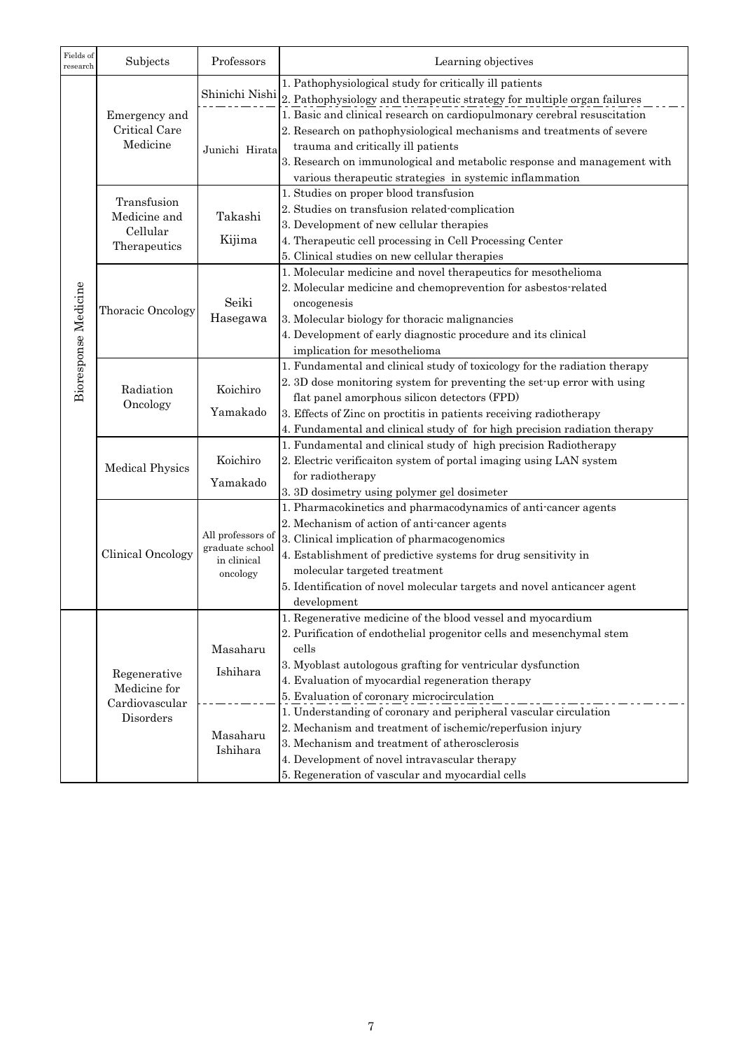| Fields of research | Subjects | Professors | Learning objectives |
|---|---|---|---|
| Bioresponse Medicine | Emergency and Critical Care Medicine | Shinichi Nishi | 1. Pathophysiological study for critically ill patients<br>2. Pathophysiology and therapeutic strategy for multiple organ failures |
| | | Junichi Hirata | 1. Basic and clinical research on cardiopulmonary cerebral resuscitation<br>2. Research on pathophysiological mechanisms and treatments of severe trauma and critically ill patients<br>3. Research on immunological and metabolic response and management with various therapeutic strategies in systemic inflammation |
| | Transfusion Medicine and Cellular Therapeutics | Takashi Kijima | 1. Studies on proper blood transfusion<br>2. Studies on transfusion related-complication<br>3. Development of new cellular therapies<br>4. Therapeutic cell processing in Cell Processing Center<br>5. Clinical studies on new cellular therapies |
| | Thoracic Oncology | Seiki Hasegawa | 1. Molecular medicine and novel therapeutics for mesothelioma<br>2. Molecular medicine and chemoprevention for asbestos-related oncogenesis<br>3. Molecular biology for thoracic malignancies<br>4. Development of early diagnostic procedure and its clinical implication for mesothelioma |
| | Radiation Oncology | Koichiro Yamakado | 1. Fundamental and clinical study of toxicology for the radiation therapy<br>2. 3D dose monitoring system for preventing the set-up error with using flat panel amorphous silicon detectors (FPD)<br>3. Effects of Zinc on proctitis in patients receiving radiotherapy<br>4. Fundamental and clinical study of for high precision radiation therapy |
| | Medical Physics | Koichiro Yamakado | 1. Fundamental and clinical study of high precision Radiotherapy<br>2. Electric verificaiton system of portal imaging using LAN system for radiotherapy<br>3. 3D dosimetry using polymer gel dosimeter |
| | Clinical Oncology | All professors of graduate school in clinical oncology | 1. Pharmacokinetics and pharmacodynamics of anti-cancer agents<br>2. Mechanism of action of anti-cancer agents<br>3. Clinical implication of pharmacogenomics<br>4. Establishment of predictive systems for drug sensitivity in molecular targeted treatment<br>5. Identification of novel molecular targets and novel anticancer agent development |
| | Regenerative Medicine for Cardiovascular Disorders | Masaharu Ishihara | 1. Regenerative medicine of the blood vessel and myocardium<br>2. Purification of endothelial progenitor cells and mesenchymal stem cells<br>3. Myoblast autologous grafting for ventricular dysfunction<br>4. Evaluation of myocardial regeneration therapy<br>5. Evaluation of coronary microcirculation |
| | | Masaharu Ishihara | 1. Understanding of coronary and peripheral vascular circulation<br>2. Mechanism and treatment of ischemic/reperfusion injury<br>3. Mechanism and treatment of atherosclerosis<br>4. Development of novel intravascular therapy<br>5. Regeneration of vascular and myocardial cells |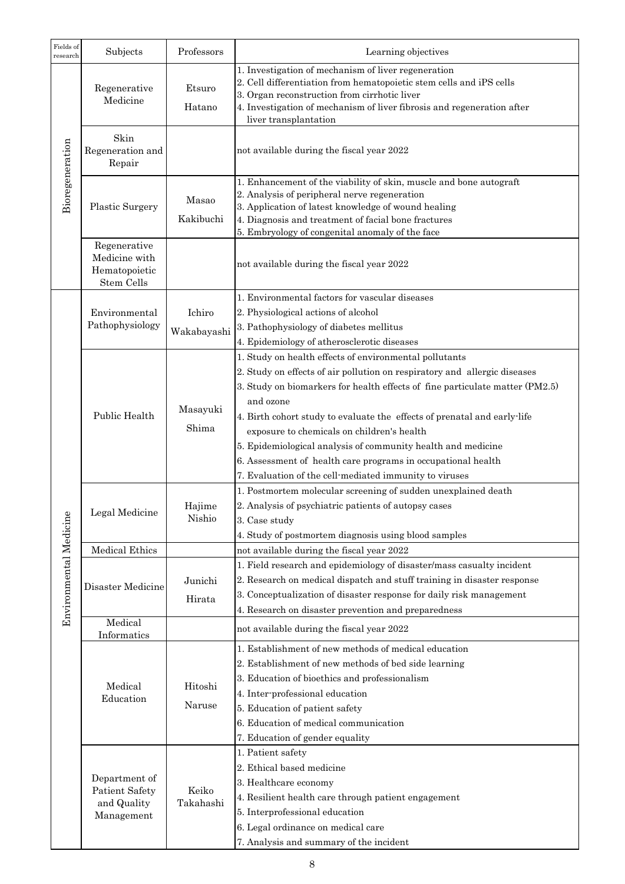| Fields of research | Subjects | Professors | Learning objectives |
|---|---|---|---|
| Bioregeneration | Regenerative Medicine | Etsuro Hatano | 1. Investigation of mechanism of liver regeneration<br>2. Cell differentiation from hematopoietic stem cells and iPS cells<br>3. Organ reconstruction from cirrhotic liver<br>4. Investigation of mechanism of liver fibrosis and regeneration after liver transplantation |
| | Skin Regeneration and Repair | | not available during the fiscal year 2022 |
| | Plastic Surgery | Masao Kakibuchi | 1. Enhancement of the viability of skin, muscle and bone autograft<br>2. Analysis of peripheral nerve regeneration<br>3. Application of latest knowledge of wound healing<br>4. Diagnosis and treatment of facial bone fractures<br>5. Embryology of congenital anomaly of the face |
| | Regenerative Medicine with Hematopoietic Stem Cells | | not available during the fiscal year 2022 |
| Environmental Medicine | Environmental Pathophysiology | Ichiro Wakabayashi | 1. Environmental factors for vascular diseases<br>2. Physiological actions of alcohol<br>3. Pathophysiology of diabetes mellitus<br>4. Epidemiology of atherosclerotic diseases |
| | Public Health | Masayuki Shima | 1. Study on health effects of environmental pollutants<br>2. Study on effects of air pollution on respiratory and allergic diseases<br>3. Study on biomarkers for health effects of fine particulate matter (PM2.5) and ozone<br>4. Birth cohort study to evaluate the effects of prenatal and early-life exposure to chemicals on children's health<br>5. Epidemiological analysis of community health and medicine<br>6. Assessment of health care programs in occupational health<br>7. Evaluation of the cell-mediated immunity to viruses |
| | Legal Medicine | Hajime Nishio | 1. Postmortem molecular screening of sudden unexplained death<br>2. Analysis of psychiatric patients of autopsy cases<br>3. Case study<br>4. Study of postmortem diagnosis using blood samples |
| | Medical Ethics | | not available during the fiscal year 2022 |
| | Disaster Medicine | Junichi Hirata | 1. Field research and epidemiology of disaster/mass casualty incident<br>2. Research on medical dispatch and stuff training in disaster response<br>3. Conceptualization of disaster response for daily risk management<br>4. Research on disaster prevention and preparedness |
| | Medical Informatics | | not available during the fiscal year 2022 |
| | Medical Education | Hitoshi Naruse | 1. Establishment of new methods of medical education<br>2. Establishment of new methods of bed side learning<br>3. Education of bioethics and professionalism<br>4. Inter-professional education<br>5. Education of patient safety<br>6. Education of medical communication<br>7. Education of gender equality |
| | Department of Patient Safety and Quality Management | Keiko Takahashi | 1. Patient safety<br>2. Ethical based medicine<br>3. Healthcare economy<br>4. Resilient health care through patient engagement<br>5. Interprofessional education<br>6. Legal ordinance on medical care<br>7. Analysis and summary of the incident |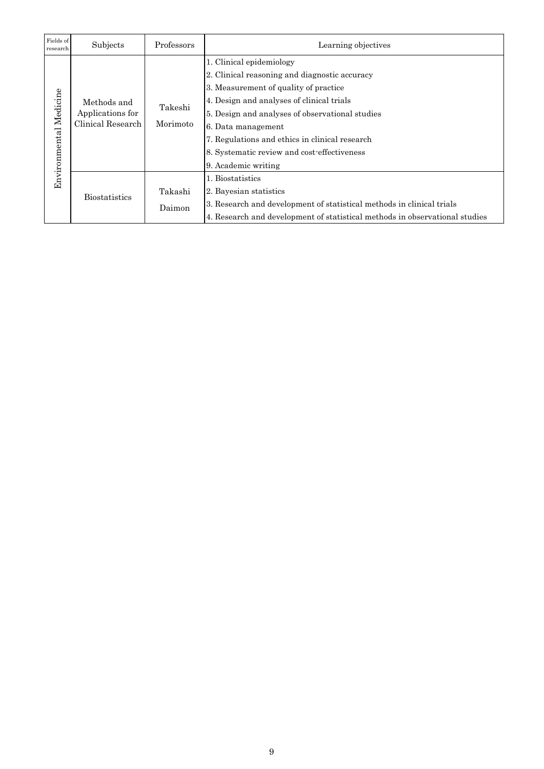| Fields of research | Subjects | Professors | Learning objectives |
|---|---|---|---|
| Environmental Medicine | Methods and Applications for Clinical Research | Takeshi Morimoto | 1. Clinical epidemiology<br>2. Clinical reasoning and diagnostic accuracy<br>3. Measurement of quality of practice<br>4. Design and analyses of clinical trials<br>5. Design and analyses of observational studies<br>6. Data management<br>7. Regulations and ethics in clinical research<br>8. Systematic review and cost-effectiveness<br>9. Academic writing |
| | Biostatistics | Takashi Daimon | 1. Biostatistics<br>2. Bayesian statistics<br>3. Research and development of statistical methods in clinical trials<br>4. Research and development of statistical methods in observational studies |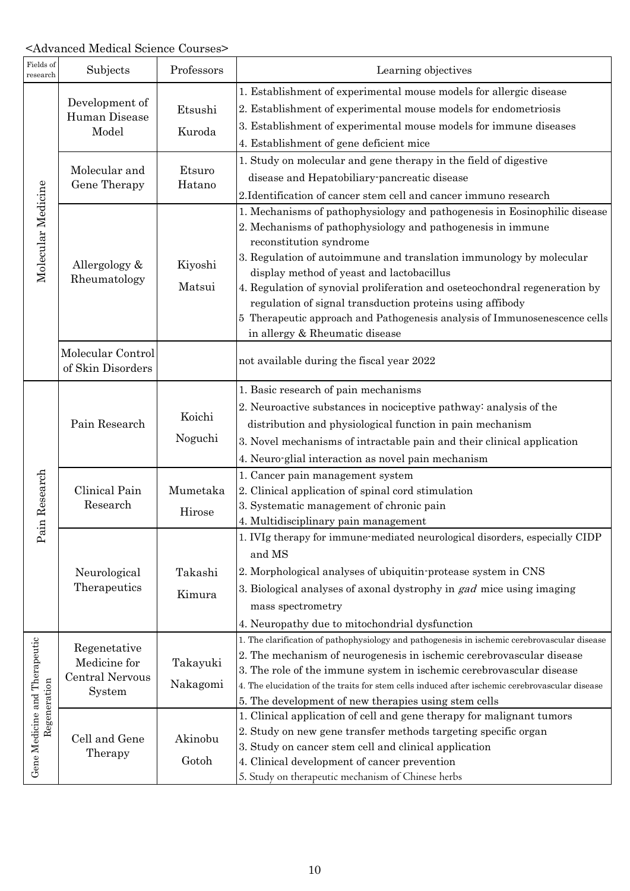<Advanced Medical Science Courses>

| Fields of research | Subjects | Professors | Learning objectives |
|---|---|---|---|
| Molecular Medicine | Development of Human Disease Model | Etsushi Kuroda | 1. Establishment of experimental mouse models for allergic disease<br>2. Establishment of experimental mouse models for endometriosis<br>3. Establishment of experimental mouse models for immune diseases<br>4. Establishment of gene deficient mice |
| | Molecular and Gene Therapy | Etsuro Hatano | 1. Study on molecular and gene therapy in the field of digestive disease and Hepatobiliary-pancreatic disease<br>2.Identification of cancer stem cell and cancer immuno research |
| | Allergology & Rheumatology | Kiyoshi Matsui | 1. Mechanisms of pathophysiology and pathogenesis in Eosinophilic disease<br>2. Mechanisms of pathophysiology and pathogenesis in immune reconstitution syndrome<br>3. Regulation of autoimmune and translation immunology by molecular display method of yeast and lactobacillus<br>4. Regulation of synovial proliferation and oseteochondral regeneration by regulation of signal transduction proteins using affibody<br>5 Therapeutic approach and Pathogenesis analysis of Immunosenescence cells in allergy & Rheumatic disease |
| | Molecular Control of Skin Disorders | | not available during the fiscal year 2022 |
| Pain Research | Pain Research | Koichi Noguchi | 1. Basic research of pain mechanisms<br>2. Neuroactive substances in nociceptive pathway: analysis of the distribution and physiological function in pain mechanism<br>3. Novel mechanisms of intractable pain and their clinical application<br>4. Neuro-glial interaction as novel pain mechanism |
| | Clinical Pain Research | Mumetaka Hirose | 1. Cancer pain management system<br>2. Clinical application of spinal cord stimulation<br>3. Systematic management of chronic pain<br>4. Multidisciplinary pain management |
| | Neurological Therapeutics | Takashi Kimura | 1. IVIg therapy for immune-mediated neurological disorders, especially CIDP and MS<br>2. Morphological analyses of ubiquitin-protease system in CNS<br>3. Biological analyses of axonal dystrophy in *gad* mice using imaging mass spectrometry<br>4. Neuropathy due to mitochondrial dysfunction |
| Gene Medicine and Therapeutic Regeneration | Regenetative Medicine for Central Nervous System | Takayuki Nakagomi | 1. The clarification of pathophysiology and pathogenesis in ischemic cerebrovascular disease<br>2. The mechanism of neurogenesis in ischemic cerebrovascular disease<br>3. The role of the immune system in ischemic cerebrovascular disease<br>4. The elucidation of the traits for stem cells induced after ischemic cerebrovascular disease<br>5. The development of new therapies using stem cells |
| | Cell and Gene Therapy | Akinobu Gotoh | 1. Clinical application of cell and gene therapy for malignant tumors<br>2. Study on new gene transfer methods targeting specific organ<br>3. Study on cancer stem cell and clinical application<br>4. Clinical development of cancer prevention<br>5. Study on therapeutic mechanism of Chinese herbs |